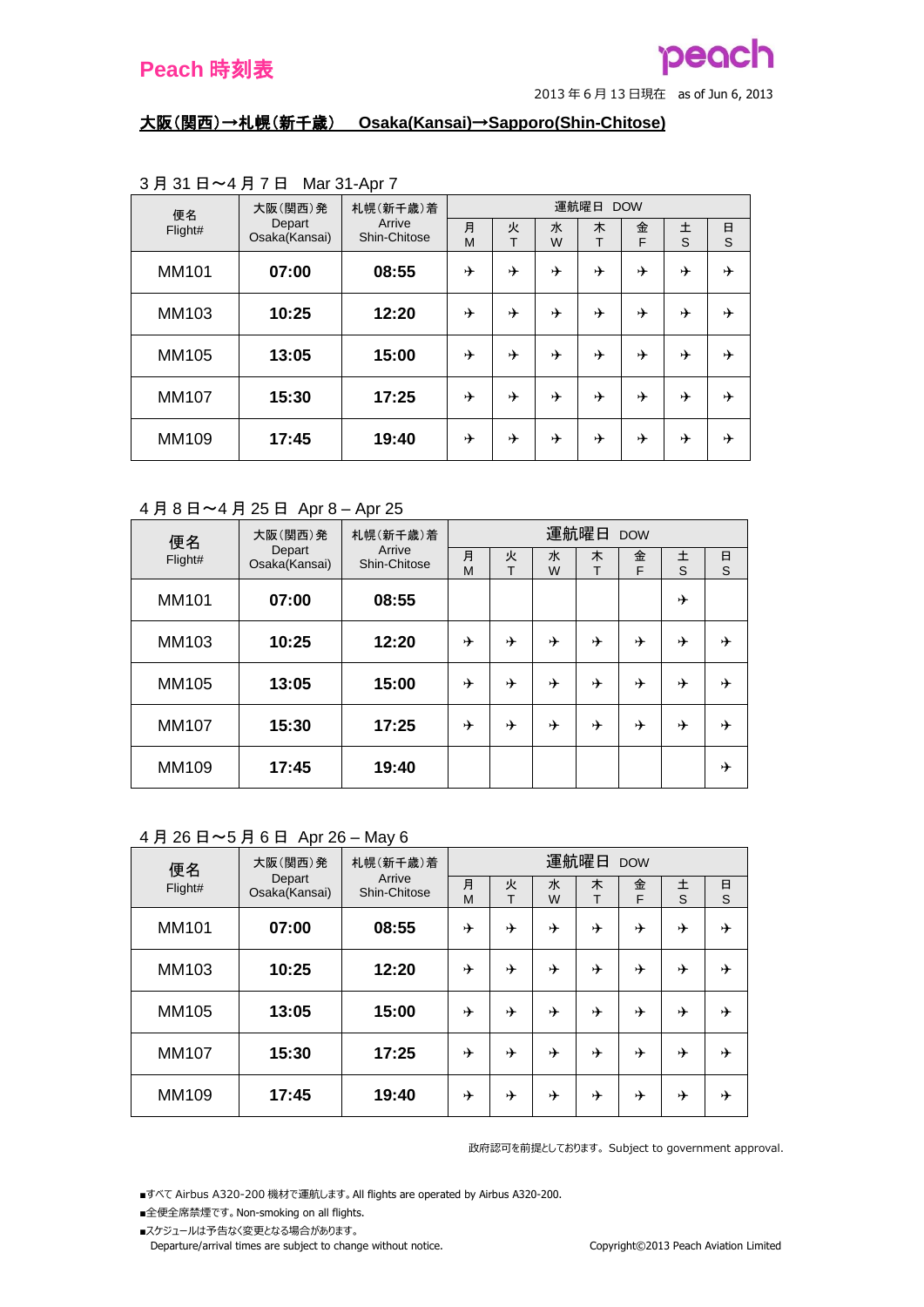# Peach 時刻表

2013 年 6 月 13 日現在　as of Jun 6, 2013

## 大阪(関西)→札幌(新千歳)　Osaka(Kansai)→Sapporo(Shin-Chitose)

3 月 31 日～4 月 7 日　Mar 31-Apr 7

| 便名 Flight# | 大阪(関西)発 Depart Osaka(Kansai) | 札幌(新千歳)着 Arrive Shin-Chitose | 運航曜日 DOW | | | | | | |
|---|---|---|---|---|---|---|---|---|---|
| | | | 月 M | 火 T | 水 W | 木 T | 金 F | 土 S | 日 S |
| MM101 | **07:00** | **08:55** | ✈ | ✈ | ✈ | ✈ | ✈ | ✈ | ✈ |
| MM103 | **10:25** | **12:20** | ✈ | ✈ | ✈ | ✈ | ✈ | ✈ | ✈ |
| MM105 | **13:05** | **15:00** | ✈ | ✈ | ✈ | ✈ | ✈ | ✈ | ✈ |
| MM107 | **15:30** | **17:25** | ✈ | ✈ | ✈ | ✈ | ✈ | ✈ | ✈ |
| MM109 | **17:45** | **19:40** | ✈ | ✈ | ✈ | ✈ | ✈ | ✈ | ✈ |

4 月 8 日～4 月 25 日　Apr 8 – Apr 25

| 便名 Flight# | 大阪(関西)発 Depart Osaka(Kansai) | 札幌(新千歳)着 Arrive Shin-Chitose | 運航曜日 DOW | | | | | | |
|---|---|---|---|---|---|---|---|---|---|
| | | | 月 M | 火 T | 水 W | 木 T | 金 F | 土 S | 日 S |
| MM101 | **07:00** | **08:55** | | | | | | ✈ | |
| MM103 | **10:25** | **12:20** | ✈ | ✈ | ✈ | ✈ | ✈ | ✈ | ✈ |
| MM105 | **13:05** | **15:00** | ✈ | ✈ | ✈ | ✈ | ✈ | ✈ | ✈ |
| MM107 | **15:30** | **17:25** | ✈ | ✈ | ✈ | ✈ | ✈ | ✈ | ✈ |
| MM109 | **17:45** | **19:40** | | | | | | | ✈ |

4 月 26 日～5 月 6 日　Apr 26 – May 6

| 便名 Flight# | 大阪(関西)発 Depart Osaka(Kansai) | 札幌(新千歳)着 Arrive Shin-Chitose | 運航曜日 DOW | | | | | | |
|---|---|---|---|---|---|---|---|---|---|
| | | | 月 M | 火 T | 水 W | 木 T | 金 F | 土 S | 日 S |
| MM101 | **07:00** | **08:55** | ✈ | ✈ | ✈ | ✈ | ✈ | ✈ | ✈ |
| MM103 | **10:25** | **12:20** | ✈ | ✈ | ✈ | ✈ | ✈ | ✈ | ✈ |
| MM105 | **13:05** | **15:00** | ✈ | ✈ | ✈ | ✈ | ✈ | ✈ | ✈ |
| MM107 | **15:30** | **17:25** | ✈ | ✈ | ✈ | ✈ | ✈ | ✈ | ✈ |
| MM109 | **17:45** | **19:40** | ✈ | ✈ | ✈ | ✈ | ✈ | ✈ | ✈ |

政府認可を前提としております。Subject to government approval.

- すべて Airbus A320-200 機材で運航します。All flights are operated by Airbus A320-200.
- 全便全席禁煙です。Non-smoking on all flights.
- スケジュールは予告なく変更となる場合があります。Departure/arrival times are subject to change without notice.

Copyright©2013 Peach Aviation Limited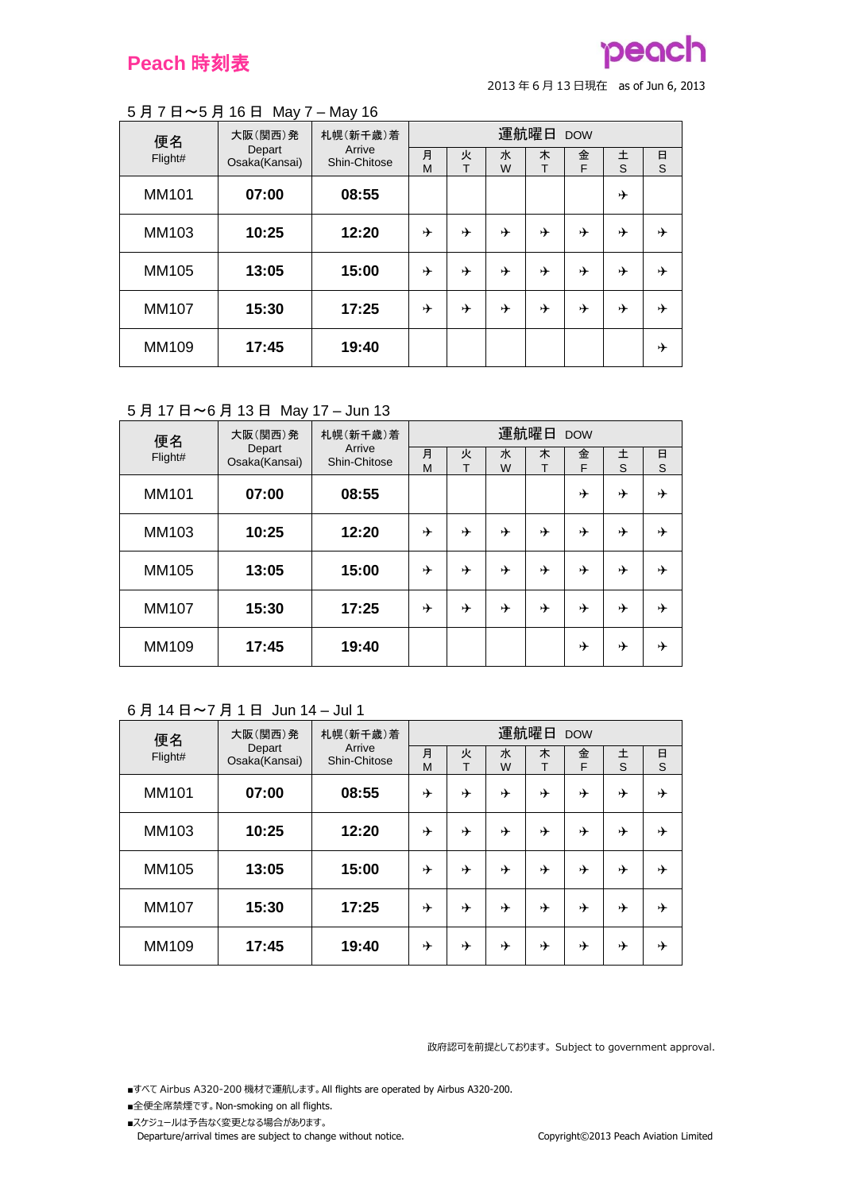# Peach 時刻表

2013年6月13日現在　as of Jun 6, 2013

## 5月7日〜5月16日　May 7 – May 16

| 便名 Flight# | 大阪(関西)発 Depart Osaka(Kansai) | 札幌(新千歳)着 Arrive Shin-Chitose | 運航曜日 DOW | | | | | | |
|---|---|---|---|---|---|---|---|---|---|
| | | | 月 M | 火 T | 水 W | 木 T | 金 F | 土 S | 日 S |
| MM101 | 07:00 | 08:55 | | | | | | ✈ | |
| MM103 | 10:25 | 12:20 | ✈ | ✈ | ✈ | ✈ | ✈ | ✈ | ✈ |
| MM105 | 13:05 | 15:00 | ✈ | ✈ | ✈ | ✈ | ✈ | ✈ | ✈ |
| MM107 | 15:30 | 17:25 | ✈ | ✈ | ✈ | ✈ | ✈ | ✈ | ✈ |
| MM109 | 17:45 | 19:40 | | | | | | | ✈ |

## 5月17日〜6月13日　May 17 – Jun 13

| 便名 Flight# | 大阪(関西)発 Depart Osaka(Kansai) | 札幌(新千歳)着 Arrive Shin-Chitose | 運航曜日 DOW | | | | | | |
|---|---|---|---|---|---|---|---|---|---|
| | | | 月 M | 火 T | 水 W | 木 T | 金 F | 土 S | 日 S |
| MM101 | 07:00 | 08:55 | | | | | ✈ | ✈ | ✈ |
| MM103 | 10:25 | 12:20 | ✈ | ✈ | ✈ | ✈ | ✈ | ✈ | ✈ |
| MM105 | 13:05 | 15:00 | ✈ | ✈ | ✈ | ✈ | ✈ | ✈ | ✈ |
| MM107 | 15:30 | 17:25 | ✈ | ✈ | ✈ | ✈ | ✈ | ✈ | ✈ |
| MM109 | 17:45 | 19:40 | | | | | ✈ | ✈ | ✈ |

## 6月14日〜7月1日　Jun 14 – Jul 1

| 便名 Flight# | 大阪(関西)発 Depart Osaka(Kansai) | 札幌(新千歳)着 Arrive Shin-Chitose | 運航曜日 DOW | | | | | | |
|---|---|---|---|---|---|---|---|---|---|
| | | | 月 M | 火 T | 水 W | 木 T | 金 F | 土 S | 日 S |
| MM101 | 07:00 | 08:55 | ✈ | ✈ | ✈ | ✈ | ✈ | ✈ | ✈ |
| MM103 | 10:25 | 12:20 | ✈ | ✈ | ✈ | ✈ | ✈ | ✈ | ✈ |
| MM105 | 13:05 | 15:00 | ✈ | ✈ | ✈ | ✈ | ✈ | ✈ | ✈ |
| MM107 | 15:30 | 17:25 | ✈ | ✈ | ✈ | ✈ | ✈ | ✈ | ✈ |
| MM109 | 17:45 | 19:40 | ✈ | ✈ | ✈ | ✈ | ✈ | ✈ | ✈ |

政府認可を前提としております。Subject to government approval.

- ■すべて Airbus A320-200 機材で運航します。All flights are operated by Airbus A320-200.
- ■全便全席禁煙です。Non-smoking on all flights.
- ■スケジュールは予告なく変更となる場合があります。Departure/arrival times are subject to change without notice.

Copyright©2013 Peach Aviation Limited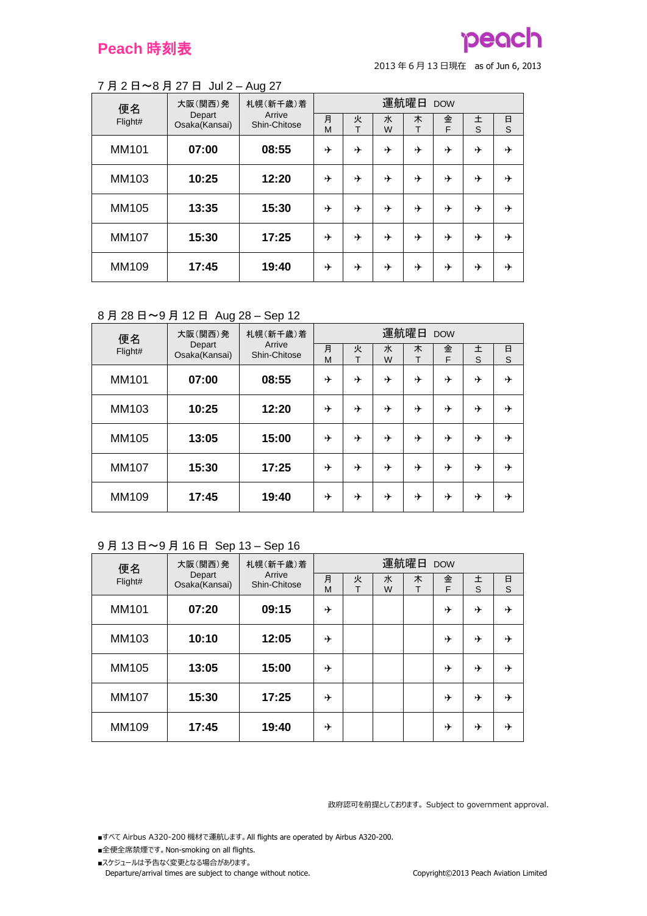# Peach 時刻表

peach

2013 年 6 月 13 日現在　as of Jun 6, 2013

7 月 2 日〜8 月 27 日　Jul 2 – Aug 27

| 便名 Flight# | 大阪(関西)発 Depart Osaka(Kansai) | 札幌(新千歳)着 Arrive Shin-Chitose | 運航曜日 DOW | | | | | | |
|---|---|---|---|---|---|---|---|---|---|
| | | | 月 M | 火 T | 水 W | 木 T | 金 F | 土 S | 日 S |
| MM101 | **07:00** | **08:55** | ✈ | ✈ | ✈ | ✈ | ✈ | ✈ | ✈ |
| MM103 | **10:25** | **12:20** | ✈ | ✈ | ✈ | ✈ | ✈ | ✈ | ✈ |
| MM105 | **13:35** | **15:30** | ✈ | ✈ | ✈ | ✈ | ✈ | ✈ | ✈ |
| MM107 | **15:30** | **17:25** | ✈ | ✈ | ✈ | ✈ | ✈ | ✈ | ✈ |
| MM109 | **17:45** | **19:40** | ✈ | ✈ | ✈ | ✈ | ✈ | ✈ | ✈ |

8 月 28 日〜9 月 12 日　Aug 28 – Sep 12

| 便名 Flight# | 大阪(関西)発 Depart Osaka(Kansai) | 札幌(新千歳)着 Arrive Shin-Chitose | 運航曜日 DOW | | | | | | |
|---|---|---|---|---|---|---|---|---|---|
| | | | 月 M | 火 T | 水 W | 木 T | 金 F | 土 S | 日 S |
| MM101 | **07:00** | **08:55** | ✈ | ✈ | ✈ | ✈ | ✈ | ✈ | ✈ |
| MM103 | **10:25** | **12:20** | ✈ | ✈ | ✈ | ✈ | ✈ | ✈ | ✈ |
| MM105 | **13:05** | **15:00** | ✈ | ✈ | ✈ | ✈ | ✈ | ✈ | ✈ |
| MM107 | **15:30** | **17:25** | ✈ | ✈ | ✈ | ✈ | ✈ | ✈ | ✈ |
| MM109 | **17:45** | **19:40** | ✈ | ✈ | ✈ | ✈ | ✈ | ✈ | ✈ |

9 月 13 日〜9 月 16 日　Sep 13 – Sep 16

| 便名 Flight# | 大阪(関西)発 Depart Osaka(Kansai) | 札幌(新千歳)着 Arrive Shin-Chitose | 運航曜日 DOW | | | | | | |
|---|---|---|---|---|---|---|---|---|---|
| | | | 月 M | 火 T | 水 W | 木 T | 金 F | 土 S | 日 S |
| MM101 | **07:20** | **09:15** | ✈ | | | | ✈ | ✈ | ✈ |
| MM103 | **10:10** | **12:05** | ✈ | | | | ✈ | ✈ | ✈ |
| MM105 | **13:05** | **15:00** | ✈ | | | | ✈ | ✈ | ✈ |
| MM107 | **15:30** | **17:25** | ✈ | | | | ✈ | ✈ | ✈ |
| MM109 | **17:45** | **19:40** | ✈ | | | | ✈ | ✈ | ✈ |

政府認可を前提としております。Subject to government approval.

■すべて Airbus A320-200 機材で運航します。All flights are operated by Airbus A320-200.
■全便全席禁煙です。Non-smoking on all flights.
■スケジュールは予告なく変更となる場合があります。
Departure/arrival times are subject to change without notice.

Copyright©2013 Peach Aviation Limited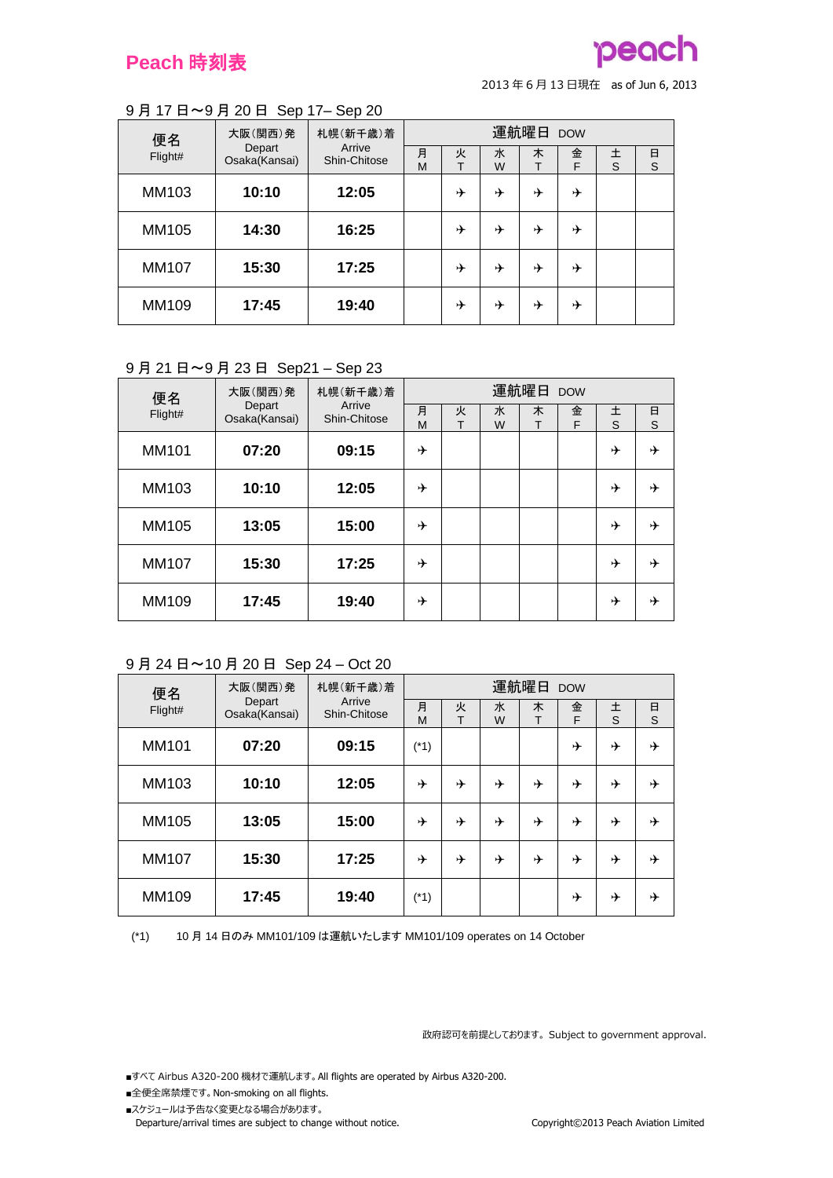# Peach 時刻表

2013 年 6 月 13 日現在　as of Jun 6, 2013

9 月 17 日～9 月 20 日 Sep 17– Sep 20

| 便名 Flight# | 大阪(関西)発 Depart Osaka(Kansai) | 札幌(新千歳)着 Arrive Shin-Chitose | 運航曜日 DOW | | | | | | |
|---|---|---|---|---|---|---|---|---|---|
| | | | 月 M | 火 T | 水 W | 木 T | 金 F | 土 S | 日 S |
| MM103 | **10:10** | **12:05** | | ✈ | ✈ | ✈ | ✈ | | |
| MM105 | **14:30** | **16:25** | | ✈ | ✈ | ✈ | ✈ | | |
| MM107 | **15:30** | **17:25** | | ✈ | ✈ | ✈ | ✈ | | |
| MM109 | **17:45** | **19:40** | | ✈ | ✈ | ✈ | ✈ | | |

9 月 21 日～9 月 23 日 Sep21 – Sep 23

| 便名 Flight# | 大阪(関西)発 Depart Osaka(Kansai) | 札幌(新千歳)着 Arrive Shin-Chitose | 運航曜日 DOW | | | | | | |
|---|---|---|---|---|---|---|---|---|---|
| | | | 月 M | 火 T | 水 W | 木 T | 金 F | 土 S | 日 S |
| MM101 | **07:20** | **09:15** | ✈ | | | | | ✈ | ✈ |
| MM103 | **10:10** | **12:05** | ✈ | | | | | ✈ | ✈ |
| MM105 | **13:05** | **15:00** | ✈ | | | | | ✈ | ✈ |
| MM107 | **15:30** | **17:25** | ✈ | | | | | ✈ | ✈ |
| MM109 | **17:45** | **19:40** | ✈ | | | | | ✈ | ✈ |

9 月 24 日～10 月 20 日 Sep 24 – Oct 20

| 便名 Flight# | 大阪(関西)発 Depart Osaka(Kansai) | 札幌(新千歳)着 Arrive Shin-Chitose | 運航曜日 DOW | | | | | | |
|---|---|---|---|---|---|---|---|---|---|
| | | | 月 M | 火 T | 水 W | 木 T | 金 F | 土 S | 日 S |
| MM101 | **07:20** | **09:15** | (*1) | | | | ✈ | ✈ | ✈ |
| MM103 | **10:10** | **12:05** | ✈ | ✈ | ✈ | ✈ | ✈ | ✈ | ✈ |
| MM105 | **13:05** | **15:00** | ✈ | ✈ | ✈ | ✈ | ✈ | ✈ | ✈ |
| MM107 | **15:30** | **17:25** | ✈ | ✈ | ✈ | ✈ | ✈ | ✈ | ✈ |
| MM109 | **17:45** | **19:40** | (*1) | | | | ✈ | ✈ | ✈ |

(*1)　10 月 14 日のみ MM101/109 は運航いたします MM101/109 operates on 14 October

政府認可を前提としております。Subject to government approval.

■すべて Airbus A320-200 機材で運航します。All flights are operated by Airbus A320-200.

■全便全席禁煙です。Non-smoking on all flights.

■スケジュールは予告なく変更となる場合があります。
Departure/arrival times are subject to change without notice.

Copyright©2013 Peach Aviation Limited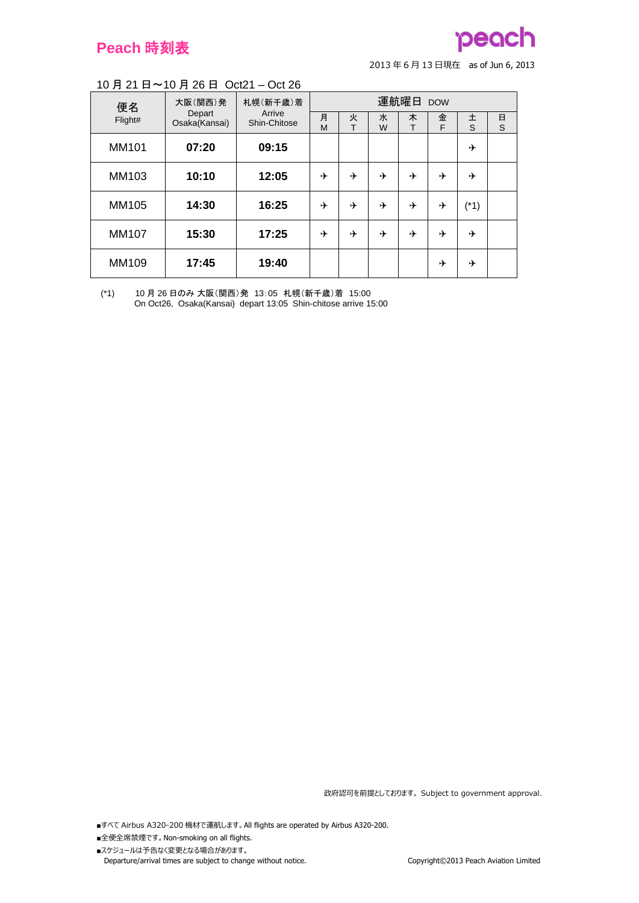# Peach 時刻表

peach

2013 年 6 月 13 日現在　as of Jun 6, 2013

10 月 21 日〜10 月 26 日　Oct21 – Oct 26

| 便名 Flight# | 大阪(関西)発 Depart Osaka(Kansai) | 札幌(新千歳)着 Arrive Shin-Chitose | 運航曜日 DOW | | | | | | |
|---|---|---|---|---|---|---|---|---|---|
| | | | 月 M | 火 T | 水 W | 木 T | 金 F | 土 S | 日 S |
| MM101 | **07:20** | **09:15** | | | | | | ✈ | |
| MM103 | **10:10** | **12:05** | ✈ | ✈ | ✈ | ✈ | ✈ | ✈ | |
| MM105 | **14:30** | **16:25** | ✈ | ✈ | ✈ | ✈ | ✈ | (*1) | |
| MM107 | **15:30** | **17:25** | ✈ | ✈ | ✈ | ✈ | ✈ | ✈ | |
| MM109 | **17:45** | **19:40** | | | | | ✈ | ✈ | |

(*1)　10 月 26 日のみ 大阪(関西)発　13:05　札幌(新千歳)着　15:00
On Oct26,  Osaka(Kansai)  depart 13:05  Shin-chitose arrive 15:00

政府認可を前提としております。Subject to government approval.

- ■すべて Airbus A320-200 機材で運航します。All flights are operated by Airbus A320-200.
- ■全便全席禁煙です。Non-smoking on all flights.
- ■スケジュールは予告なく変更となる場合があります。
  Departure/arrival times are subject to change without notice.

Copyright©2013 Peach Aviation Limited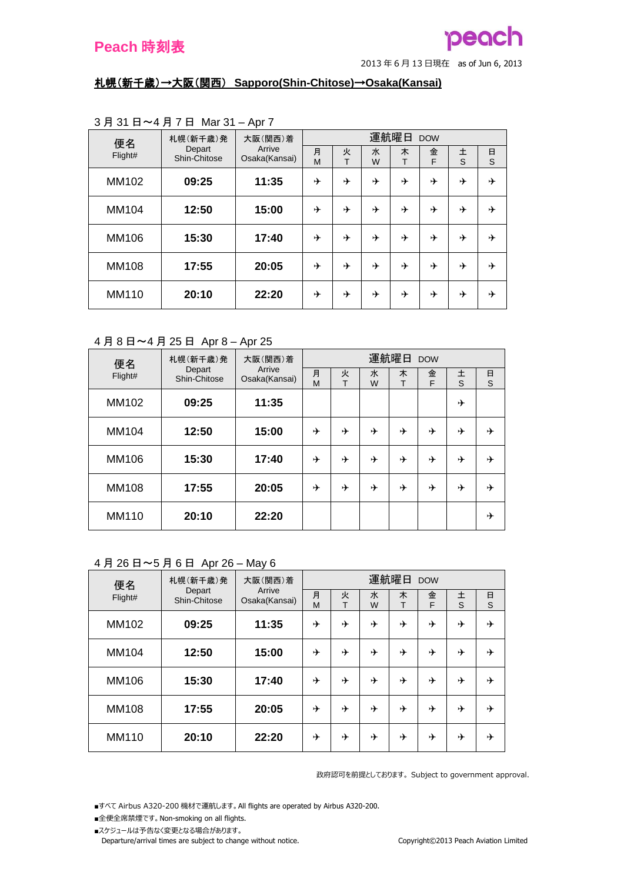# Peach 時刻表

2013 年 6 月 13 日現在　as of Jun 6, 2013

## 札幌（新千歳）→大阪（関西）　Sapporo(Shin-Chitose)→Osaka(Kansai)

3 月 31 日～4 月 7 日　Mar 31 – Apr 7

| 便名 Flight# | 札幌（新千歳）発 Depart Shin-Chitose | 大阪（関西）着 Arrive Osaka(Kansai) | 運航曜日 DOW | | | | | | |
|---|---|---|---|---|---|---|---|---|---|
| | | | 月 M | 火 T | 水 W | 木 T | 金 F | 土 S | 日 S |
| MM102 | 09:25 | 11:35 | ✈ | ✈ | ✈ | ✈ | ✈ | ✈ | ✈ |
| MM104 | 12:50 | 15:00 | ✈ | ✈ | ✈ | ✈ | ✈ | ✈ | ✈ |
| MM106 | 15:30 | 17:40 | ✈ | ✈ | ✈ | ✈ | ✈ | ✈ | ✈ |
| MM108 | 17:55 | 20:05 | ✈ | ✈ | ✈ | ✈ | ✈ | ✈ | ✈ |
| MM110 | 20:10 | 22:20 | ✈ | ✈ | ✈ | ✈ | ✈ | ✈ | ✈ |

4 月 8 日～4 月 25 日　Apr 8 – Apr 25

| 便名 Flight# | 札幌（新千歳）発 Depart Shin-Chitose | 大阪（関西）着 Arrive Osaka(Kansai) | 運航曜日 DOW | | | | | | |
|---|---|---|---|---|---|---|---|---|---|
| | | | 月 M | 火 T | 水 W | 木 T | 金 F | 土 S | 日 S |
| MM102 | 09:25 | 11:35 | | | | | | ✈ | |
| MM104 | 12:50 | 15:00 | ✈ | ✈ | ✈ | ✈ | ✈ | ✈ | ✈ |
| MM106 | 15:30 | 17:40 | ✈ | ✈ | ✈ | ✈ | ✈ | ✈ | ✈ |
| MM108 | 17:55 | 20:05 | ✈ | ✈ | ✈ | ✈ | ✈ | ✈ | ✈ |
| MM110 | 20:10 | 22:20 | | | | | | | ✈ |

4 月 26 日～5 月 6 日　Apr 26 – May 6

| 便名 Flight# | 札幌（新千歳）発 Depart Shin-Chitose | 大阪（関西）着 Arrive Osaka(Kansai) | 運航曜日 DOW | | | | | | |
|---|---|---|---|---|---|---|---|---|---|
| | | | 月 M | 火 T | 水 W | 木 T | 金 F | 土 S | 日 S |
| MM102 | 09:25 | 11:35 | ✈ | ✈ | ✈ | ✈ | ✈ | ✈ | ✈ |
| MM104 | 12:50 | 15:00 | ✈ | ✈ | ✈ | ✈ | ✈ | ✈ | ✈ |
| MM106 | 15:30 | 17:40 | ✈ | ✈ | ✈ | ✈ | ✈ | ✈ | ✈ |
| MM108 | 17:55 | 20:05 | ✈ | ✈ | ✈ | ✈ | ✈ | ✈ | ✈ |
| MM110 | 20:10 | 22:20 | ✈ | ✈ | ✈ | ✈ | ✈ | ✈ | ✈ |

政府認可を前提としております。Subject to government approval.

- ■すべて Airbus A320-200 機材で運航します。All flights are operated by Airbus A320-200.
- ■全便全席禁煙です。Non-smoking on all flights.
- ■スケジュールは予告なく変更となる場合があります。Departure/arrival times are subject to change without notice.

Copyright©2013 Peach Aviation Limited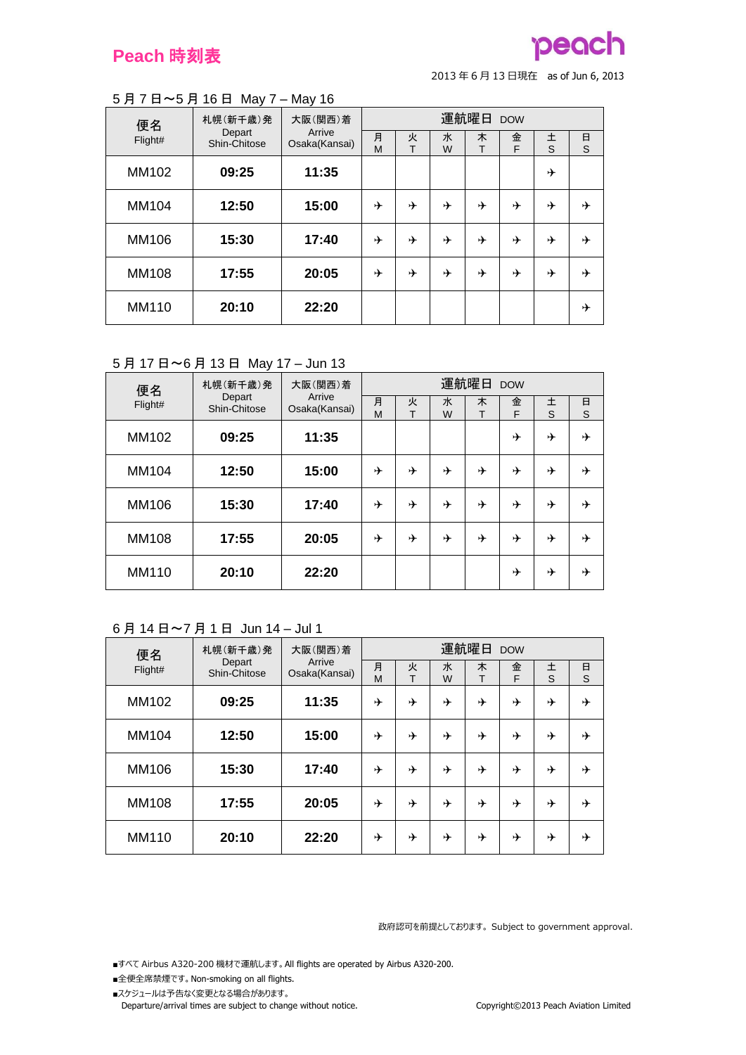# Peach 時刻表

peach

2013年6月13日現在　as of Jun 6, 2013

## 5月7日〜5月16日　May 7 – May 16

| 便名 Flight# | 札幌(新千歳)発 Depart Shin-Chitose | 大阪(関西)着 Arrive Osaka(Kansai) | 運航曜日 DOW | | | | | | |
|---|---|---|---|---|---|---|---|---|---|
| | | | 月 M | 火 T | 水 W | 木 T | 金 F | 土 S | 日 S |
| MM102 | 09:25 | 11:35 | | | | | | ✈ | |
| MM104 | 12:50 | 15:00 | ✈ | ✈ | ✈ | ✈ | ✈ | ✈ | ✈ |
| MM106 | 15:30 | 17:40 | ✈ | ✈ | ✈ | ✈ | ✈ | ✈ | ✈ |
| MM108 | 17:55 | 20:05 | ✈ | ✈ | ✈ | ✈ | ✈ | ✈ | ✈ |
| MM110 | 20:10 | 22:20 | | | | | | | ✈ |

## 5月17日〜6月13日　May 17 – Jun 13

| 便名 Flight# | 札幌(新千歳)発 Depart Shin-Chitose | 大阪(関西)着 Arrive Osaka(Kansai) | 運航曜日 DOW | | | | | | |
|---|---|---|---|---|---|---|---|---|---|
| | | | 月 M | 火 T | 水 W | 木 T | 金 F | 土 S | 日 S |
| MM102 | 09:25 | 11:35 | | | | | ✈ | ✈ | ✈ |
| MM104 | 12:50 | 15:00 | ✈ | ✈ | ✈ | ✈ | ✈ | ✈ | ✈ |
| MM106 | 15:30 | 17:40 | ✈ | ✈ | ✈ | ✈ | ✈ | ✈ | ✈ |
| MM108 | 17:55 | 20:05 | ✈ | ✈ | ✈ | ✈ | ✈ | ✈ | ✈ |
| MM110 | 20:10 | 22:20 | | | | | ✈ | ✈ | ✈ |

## 6月14日〜7月1日　Jun 14 – Jul 1

| 便名 Flight# | 札幌(新千歳)発 Depart Shin-Chitose | 大阪(関西)着 Arrive Osaka(Kansai) | 運航曜日 DOW | | | | | | |
|---|---|---|---|---|---|---|---|---|---|
| | | | 月 M | 火 T | 水 W | 木 T | 金 F | 土 S | 日 S |
| MM102 | 09:25 | 11:35 | ✈ | ✈ | ✈ | ✈ | ✈ | ✈ | ✈ |
| MM104 | 12:50 | 15:00 | ✈ | ✈ | ✈ | ✈ | ✈ | ✈ | ✈ |
| MM106 | 15:30 | 17:40 | ✈ | ✈ | ✈ | ✈ | ✈ | ✈ | ✈ |
| MM108 | 17:55 | 20:05 | ✈ | ✈ | ✈ | ✈ | ✈ | ✈ | ✈ |
| MM110 | 20:10 | 22:20 | ✈ | ✈ | ✈ | ✈ | ✈ | ✈ | ✈ |

政府認可を前提としております。Subject to government approval.

- ■すべて Airbus A320-200 機材で運航します。All flights are operated by Airbus A320-200.
- ■全便全席禁煙です。Non-smoking on all flights.
- ■スケジュールは予告なく変更となる場合があります。
  Departure/arrival times are subject to change without notice.

Copyright©2013 Peach Aviation Limited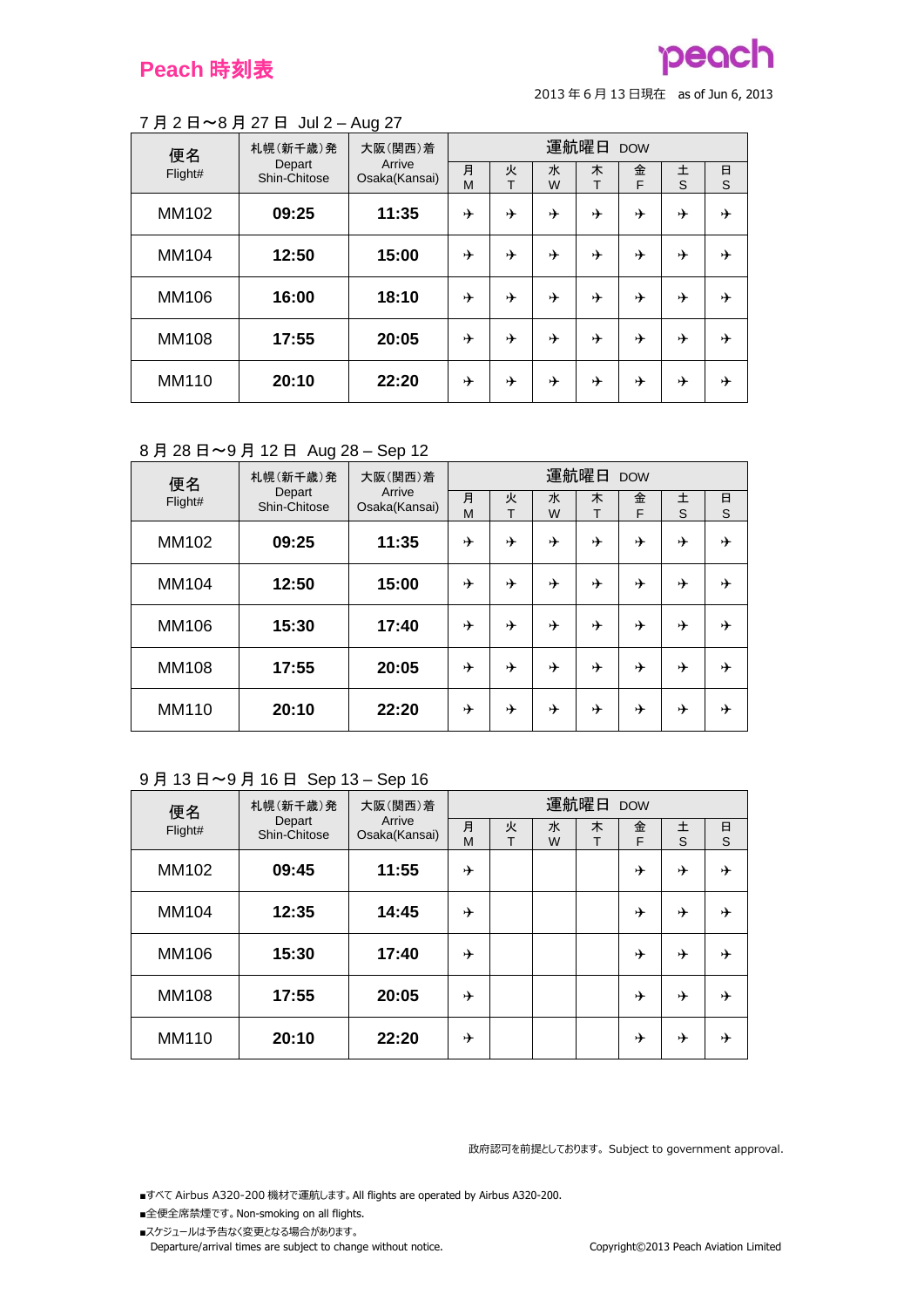# Peach 時刻表

peach

2013年6月13日現在　as of Jun 6, 2013

## 7月2日～8月27日　Jul 2 – Aug 27

| 便名 Flight# | 札幌(新千歳)発 Depart Shin-Chitose | 大阪(関西)着 Arrive Osaka(Kansai) | 運航曜日 DOW | | | | | | |
|---|---|---|---|---|---|---|---|---|---|
| | | | 月 M | 火 T | 水 W | 木 T | 金 F | 土 S | 日 S |
| MM102 | **09:25** | **11:35** | ✈ | ✈ | ✈ | ✈ | ✈ | ✈ | ✈ |
| MM104 | **12:50** | **15:00** | ✈ | ✈ | ✈ | ✈ | ✈ | ✈ | ✈ |
| MM106 | **16:00** | **18:10** | ✈ | ✈ | ✈ | ✈ | ✈ | ✈ | ✈ |
| MM108 | **17:55** | **20:05** | ✈ | ✈ | ✈ | ✈ | ✈ | ✈ | ✈ |
| MM110 | **20:10** | **22:20** | ✈ | ✈ | ✈ | ✈ | ✈ | ✈ | ✈ |

## 8月28日～9月12日　Aug 28 – Sep 12

| 便名 Flight# | 札幌(新千歳)発 Depart Shin-Chitose | 大阪(関西)着 Arrive Osaka(Kansai) | 運航曜日 DOW | | | | | | |
|---|---|---|---|---|---|---|---|---|---|
| | | | 月 M | 火 T | 水 W | 木 T | 金 F | 土 S | 日 S |
| MM102 | **09:25** | **11:35** | ✈ | ✈ | ✈ | ✈ | ✈ | ✈ | ✈ |
| MM104 | **12:50** | **15:00** | ✈ | ✈ | ✈ | ✈ | ✈ | ✈ | ✈ |
| MM106 | **15:30** | **17:40** | ✈ | ✈ | ✈ | ✈ | ✈ | ✈ | ✈ |
| MM108 | **17:55** | **20:05** | ✈ | ✈ | ✈ | ✈ | ✈ | ✈ | ✈ |
| MM110 | **20:10** | **22:20** | ✈ | ✈ | ✈ | ✈ | ✈ | ✈ | ✈ |

## 9月13日～9月16日　Sep 13 – Sep 16

| 便名 Flight# | 札幌(新千歳)発 Depart Shin-Chitose | 大阪(関西)着 Arrive Osaka(Kansai) | 運航曜日 DOW | | | | | | |
|---|---|---|---|---|---|---|---|---|---|
| | | | 月 M | 火 T | 水 W | 木 T | 金 F | 土 S | 日 S |
| MM102 | **09:45** | **11:55** | ✈ | | | | ✈ | ✈ | ✈ |
| MM104 | **12:35** | **14:45** | ✈ | | | | ✈ | ✈ | ✈ |
| MM106 | **15:30** | **17:40** | ✈ | | | | ✈ | ✈ | ✈ |
| MM108 | **17:55** | **20:05** | ✈ | | | | ✈ | ✈ | ✈ |
| MM110 | **20:10** | **22:20** | ✈ | | | | ✈ | ✈ | ✈ |

政府認可を前提としております。Subject to government approval.

■すべて Airbus A320-200 機材で運航します。All flights are operated by Airbus A320-200.

■全便全席禁煙です。Non-smoking on all flights.

■スケジュールは予告なく変更となる場合があります。
Departure/arrival times are subject to change without notice.

Copyright©2013 Peach Aviation Limited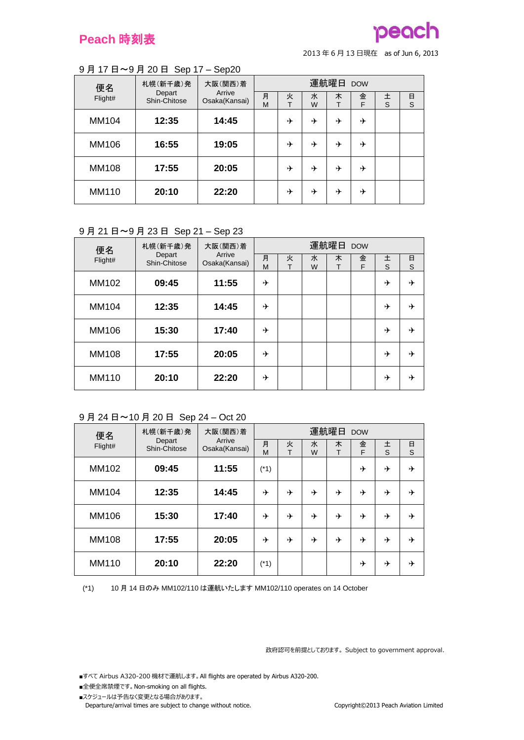# Peach 時刻表

2013 年 6 月 13 日現在　as of Jun 6, 2013

9 月 17 日～9 月 20 日　Sep 17 – Sep20

| 便名 Flight# | 札幌(新千歳)発 Depart Shin-Chitose | 大阪(関西)着 Arrive Osaka(Kansai) | 運航曜日 DOW | | | | | | |
|---|---|---|---|---|---|---|---|---|---|
| | | | 月 M | 火 T | 水 W | 木 T | 金 F | 土 S | 日 S |
| MM104 | **12:35** | **14:45** | | ✈ | ✈ | ✈ | ✈ | | |
| MM106 | **16:55** | **19:05** | | ✈ | ✈ | ✈ | ✈ | | |
| MM108 | **17:55** | **20:05** | | ✈ | ✈ | ✈ | ✈ | | |
| MM110 | **20:10** | **22:20** | | ✈ | ✈ | ✈ | ✈ | | |

9 月 21 日～9 月 23 日　Sep 21 – Sep 23

| 便名 Flight# | 札幌(新千歳)発 Depart Shin-Chitose | 大阪(関西)着 Arrive Osaka(Kansai) | 運航曜日 DOW | | | | | | |
|---|---|---|---|---|---|---|---|---|---|
| | | | 月 M | 火 T | 水 W | 木 T | 金 F | 土 S | 日 S |
| MM102 | **09:45** | **11:55** | ✈ | | | | | ✈ | ✈ |
| MM104 | **12:35** | **14:45** | ✈ | | | | | ✈ | ✈ |
| MM106 | **15:30** | **17:40** | ✈ | | | | | ✈ | ✈ |
| MM108 | **17:55** | **20:05** | ✈ | | | | | ✈ | ✈ |
| MM110 | **20:10** | **22:20** | ✈ | | | | | ✈ | ✈ |

9 月 24 日～10 月 20 日　Sep 24 – Oct 20

| 便名 Flight# | 札幌(新千歳)発 Depart Shin-Chitose | 大阪(関西)着 Arrive Osaka(Kansai) | 運航曜日 DOW | | | | | | |
|---|---|---|---|---|---|---|---|---|---|
| | | | 月 M | 火 T | 水 W | 木 T | 金 F | 土 S | 日 S |
| MM102 | **09:45** | **11:55** | (*1) | | | | ✈ | ✈ | ✈ |
| MM104 | **12:35** | **14:45** | ✈ | ✈ | ✈ | ✈ | ✈ | ✈ | ✈ |
| MM106 | **15:30** | **17:40** | ✈ | ✈ | ✈ | ✈ | ✈ | ✈ | ✈ |
| MM108 | **17:55** | **20:05** | ✈ | ✈ | ✈ | ✈ | ✈ | ✈ | ✈ |
| MM110 | **20:10** | **22:20** | (*1) | | | | ✈ | ✈ | ✈ |

(*1)　10 月 14 日のみ MM102/110 は運航いたします MM102/110 operates on 14 October

政府認可を前提としております。Subject to government approval.

- すべて Airbus A320-200 機材で運航します。All flights are operated by Airbus A320-200.
- 全便全席禁煙です。Non-smoking on all flights.
- スケジュールは予告なく変更となる場合があります。Departure/arrival times are subject to change without notice.

Copyright©2013 Peach Aviation Limited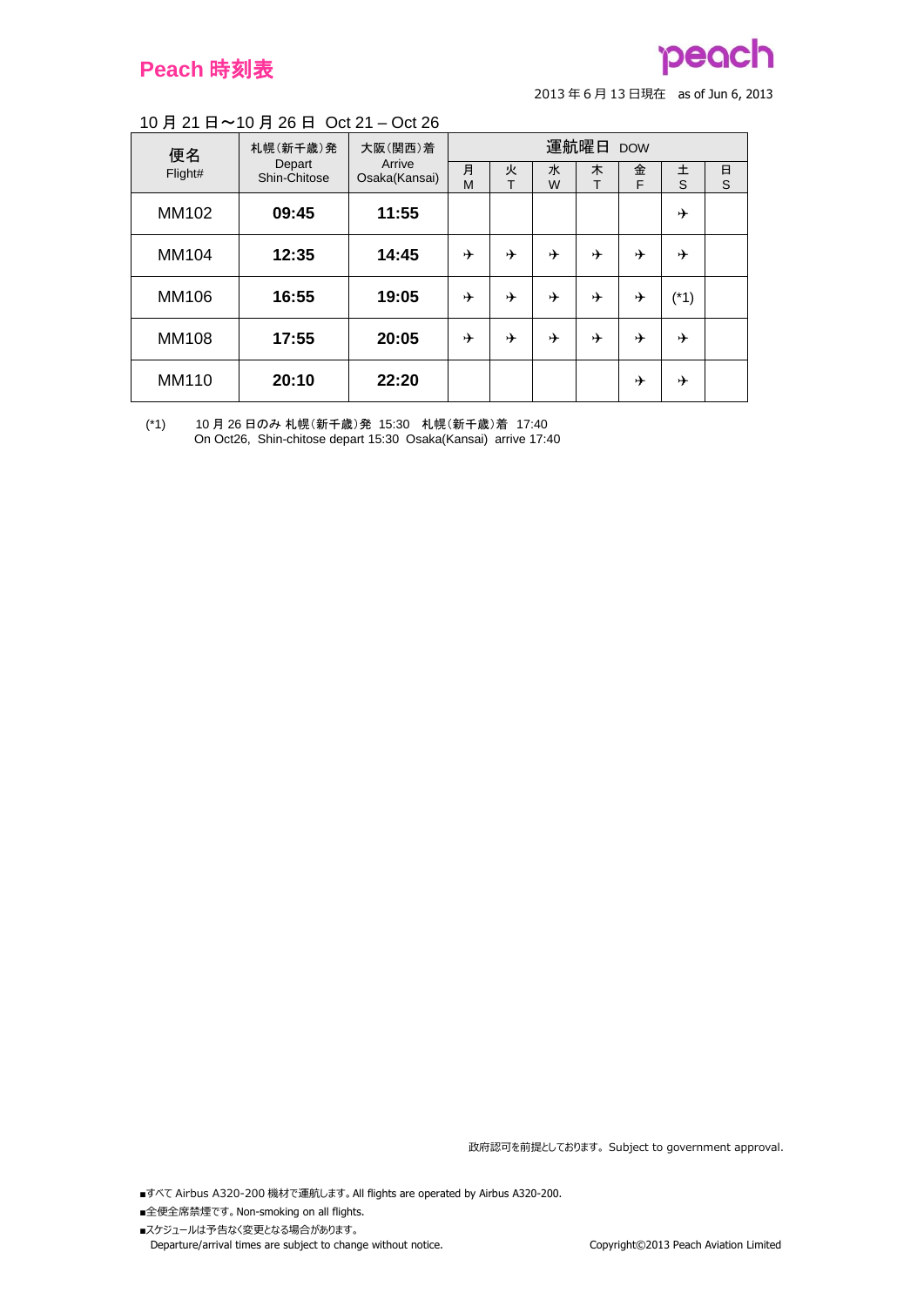# Peach 時刻表

2013 年 6 月 13 日現在　as of Jun 6, 2013

10 月 21 日〜10 月 26 日　Oct 21 – Oct 26

| 便名 Flight# | 札幌(新千歳)発 Depart Shin-Chitose | 大阪(関西)着 Arrive Osaka(Kansai) | 運航曜日 DOW | | | | | | |
|---|---|---|---|---|---|---|---|---|---|
| | | | 月 M | 火 T | 水 W | 木 T | 金 F | 土 S | 日 S |
| MM102 | **09:45** | **11:55** | | | | | | ✈ | |
| MM104 | **12:35** | **14:45** | ✈ | ✈ | ✈ | ✈ | ✈ | ✈ | |
| MM106 | **16:55** | **19:05** | ✈ | ✈ | ✈ | ✈ | ✈ | (*1) | |
| MM108 | **17:55** | **20:05** | ✈ | ✈ | ✈ | ✈ | ✈ | ✈ | |
| MM110 | **20:10** | **22:20** | | | | | ✈ | ✈ | |

(*1)　10 月 26 日のみ 札幌(新千歳)発 15:30　札幌(新千歳)着 17:40
On Oct26, Shin-chitose depart 15:30 Osaka(Kansai) arrive 17:40

政府認可を前提としております。Subject to government approval.

■すべて Airbus A320-200 機材で運航します。All flights are operated by Airbus A320-200.

■全便全席禁煙です。Non-smoking on all flights.

■スケジュールは予告なく変更となる場合があります。
Departure/arrival times are subject to change without notice.

Copyright©2013 Peach Aviation Limited